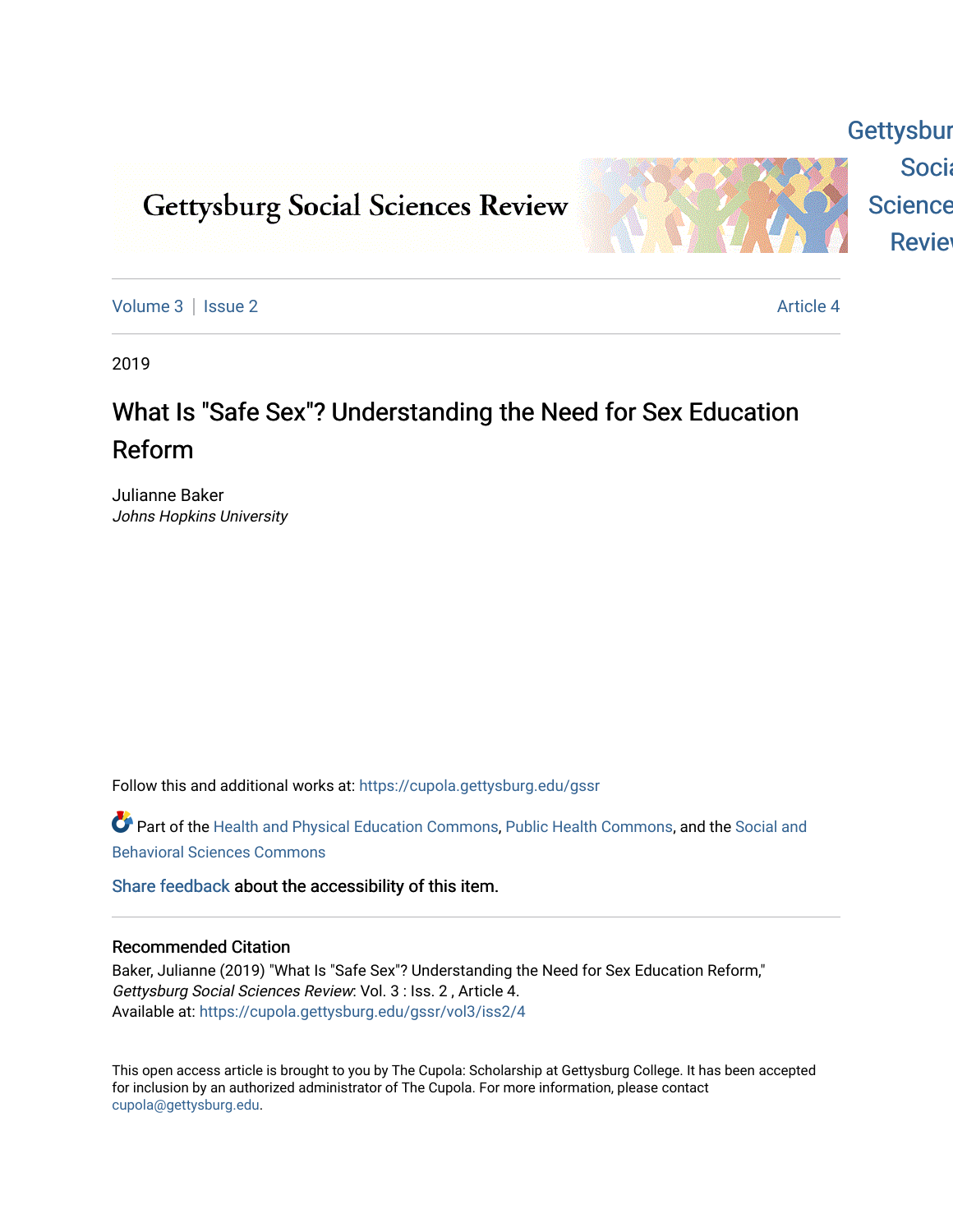Gettysburg Social Sciences Review

Volume 3 | Issue 2 Article 4

2019

# What Is "Safe Sex"? Understanding the Need for Sex Education Reform

Julianne Baker
*Johns Hopkins University*

Follow this and additional works at: https://cupola.gettysburg.edu/gssr

Part of the Health and Physical Education Commons, Public Health Commons, and the Social and Behavioral Sciences Commons

Share feedback about the accessibility of this item.

## Recommended Citation

Baker, Julianne (2019) "What Is "Safe Sex"? Understanding the Need for Sex Education Reform," *Gettysburg Social Sciences Review*: Vol. 3 : Iss. 2 , Article 4.
Available at: https://cupola.gettysburg.edu/gssr/vol3/iss2/4

This open access article is brought to you by The Cupola: Scholarship at Gettysburg College. It has been accepted for inclusion by an authorized administrator of The Cupola. For more information, please contact cupola@gettysburg.edu.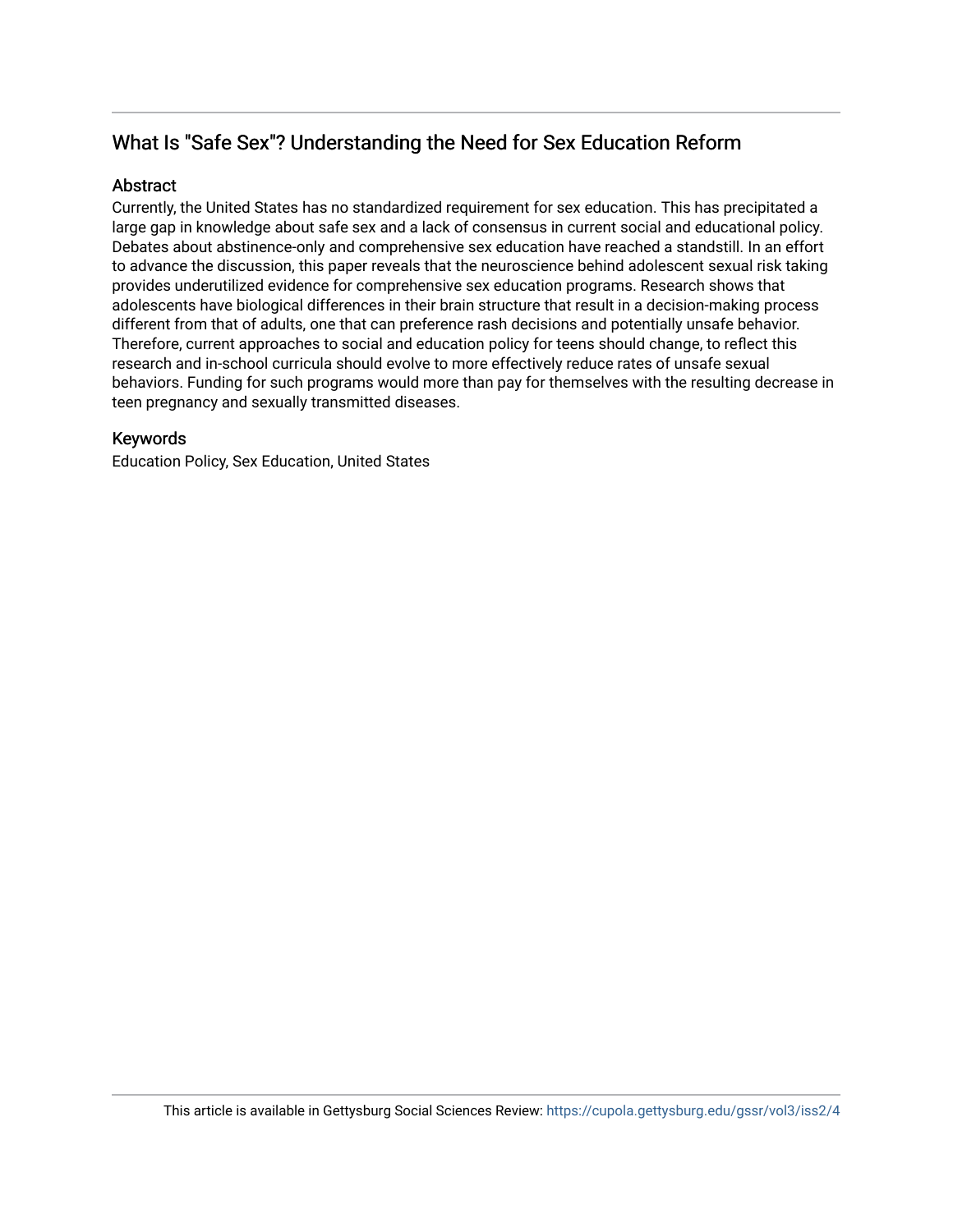## What Is "Safe Sex"? Understanding the Need for Sex Education Reform

### Abstract

Currently, the United States has no standardized requirement for sex education. This has precipitated a large gap in knowledge about safe sex and a lack of consensus in current social and educational policy. Debates about abstinence-only and comprehensive sex education have reached a standstill. In an effort to advance the discussion, this paper reveals that the neuroscience behind adolescent sexual risk taking provides underutilized evidence for comprehensive sex education programs. Research shows that adolescents have biological differences in their brain structure that result in a decision-making process different from that of adults, one that can preference rash decisions and potentially unsafe behavior. Therefore, current approaches to social and education policy for teens should change, to reflect this research and in-school curricula should evolve to more effectively reduce rates of unsafe sexual behaviors. Funding for such programs would more than pay for themselves with the resulting decrease in teen pregnancy and sexually transmitted diseases.

### Keywords

Education Policy, Sex Education, United States

This article is available in Gettysburg Social Sciences Review: https://cupola.gettysburg.edu/gssr/vol3/iss2/4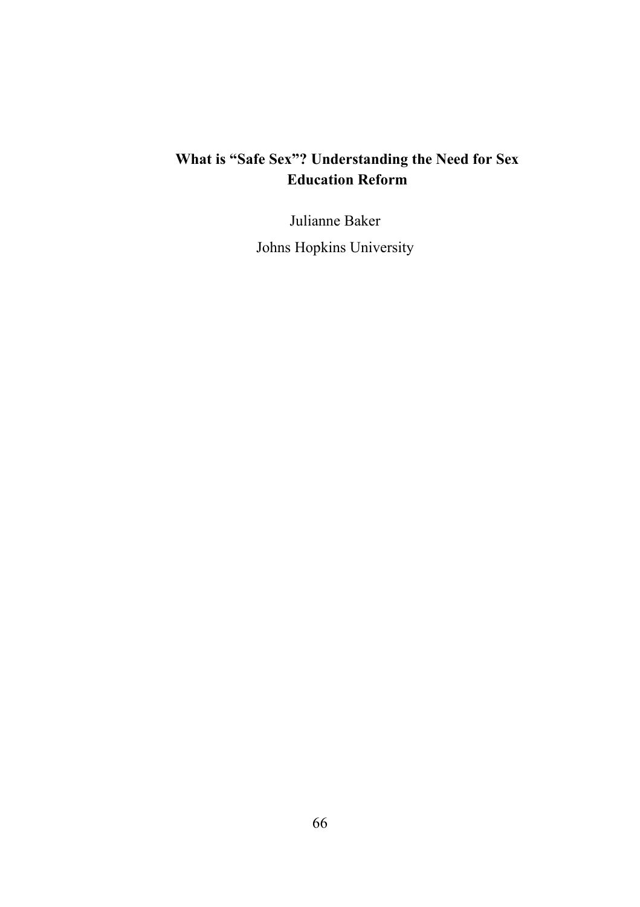# What is "Safe Sex"? Understanding the Need for Sex Education Reform

Julianne Baker

Johns Hopkins University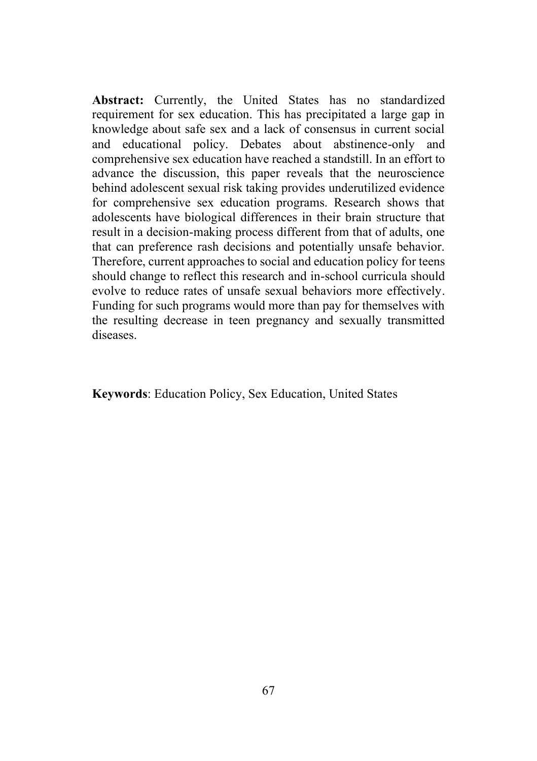**Abstract:** Currently, the United States has no standardized requirement for sex education. This has precipitated a large gap in knowledge about safe sex and a lack of consensus in current social and educational policy. Debates about abstinence-only and comprehensive sex education have reached a standstill. In an effort to advance the discussion, this paper reveals that the neuroscience behind adolescent sexual risk taking provides underutilized evidence for comprehensive sex education programs. Research shows that adolescents have biological differences in their brain structure that result in a decision-making process different from that of adults, one that can preference rash decisions and potentially unsafe behavior. Therefore, current approaches to social and education policy for teens should change to reflect this research and in-school curricula should evolve to reduce rates of unsafe sexual behaviors more effectively. Funding for such programs would more than pay for themselves with the resulting decrease in teen pregnancy and sexually transmitted diseases.

**Keywords**: Education Policy, Sex Education, United States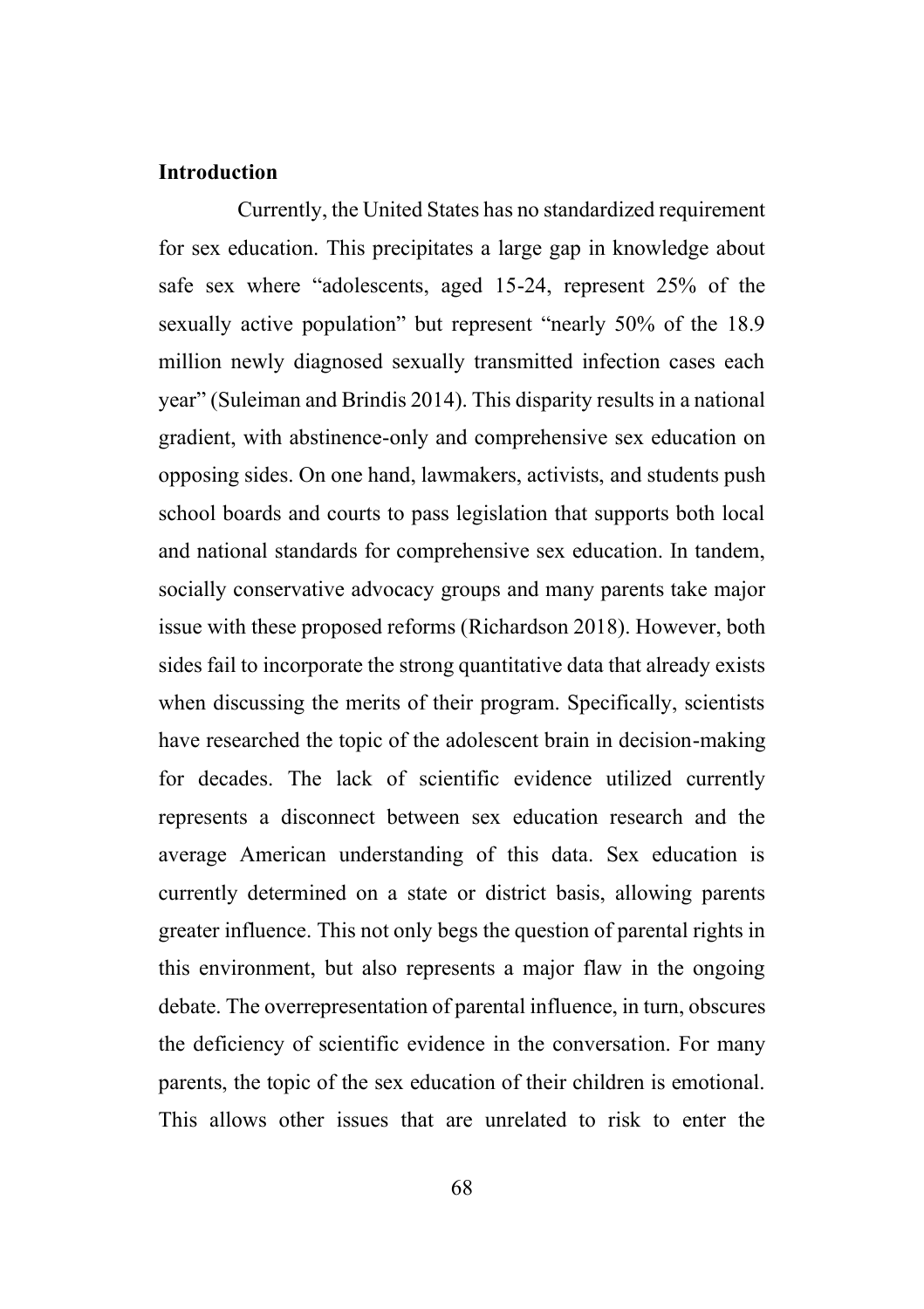## Introduction

Currently, the United States has no standardized requirement for sex education. This precipitates a large gap in knowledge about safe sex where "adolescents, aged 15-24, represent 25% of the sexually active population" but represent "nearly 50% of the 18.9 million newly diagnosed sexually transmitted infection cases each year" (Suleiman and Brindis 2014). This disparity results in a national gradient, with abstinence-only and comprehensive sex education on opposing sides. On one hand, lawmakers, activists, and students push school boards and courts to pass legislation that supports both local and national standards for comprehensive sex education. In tandem, socially conservative advocacy groups and many parents take major issue with these proposed reforms (Richardson 2018). However, both sides fail to incorporate the strong quantitative data that already exists when discussing the merits of their program. Specifically, scientists have researched the topic of the adolescent brain in decision-making for decades. The lack of scientific evidence utilized currently represents a disconnect between sex education research and the average American understanding of this data. Sex education is currently determined on a state or district basis, allowing parents greater influence. This not only begs the question of parental rights in this environment, but also represents a major flaw in the ongoing debate. The overrepresentation of parental influence, in turn, obscures the deficiency of scientific evidence in the conversation. For many parents, the topic of the sex education of their children is emotional. This allows other issues that are unrelated to risk to enter the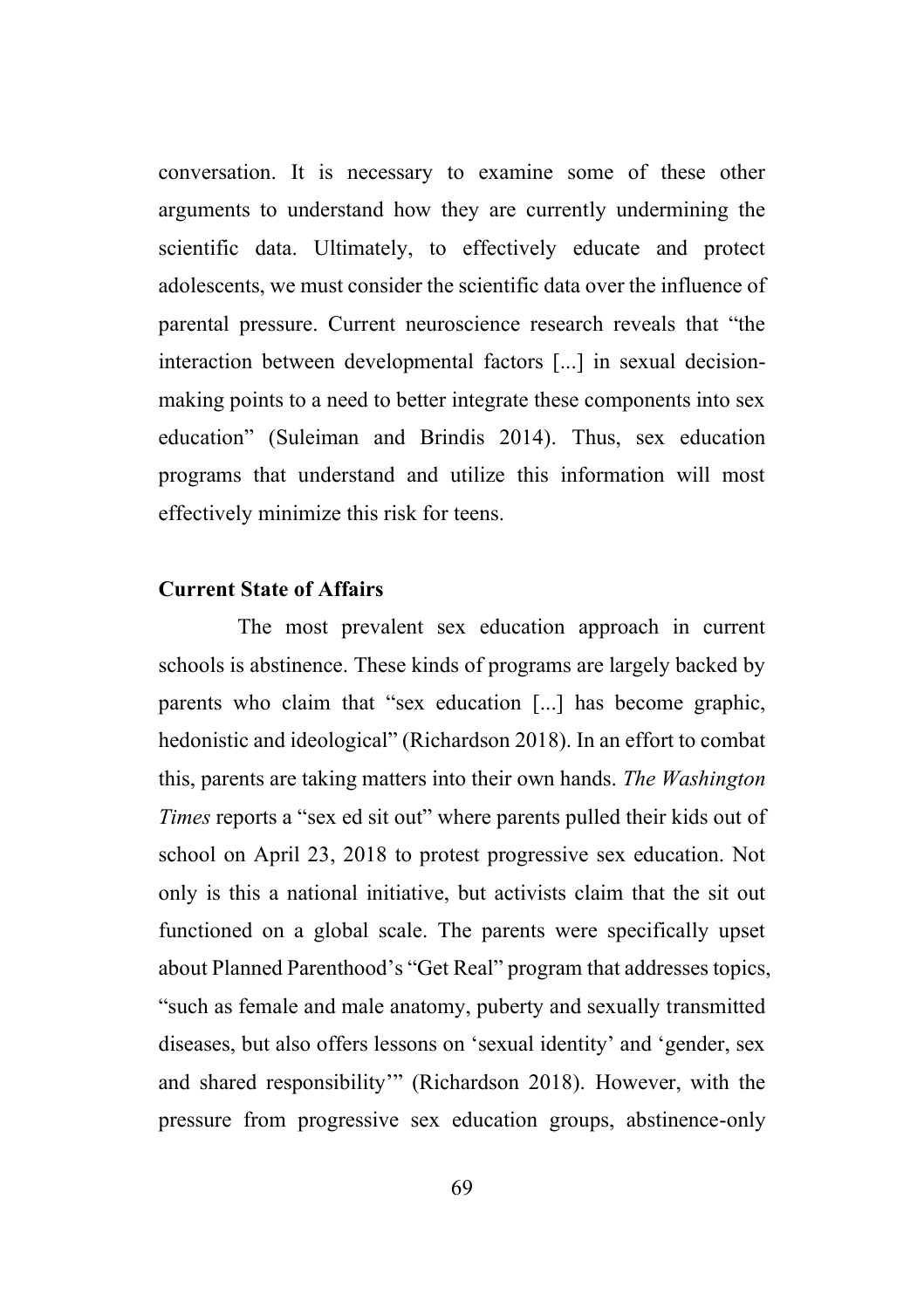conversation. It is necessary to examine some of these other arguments to understand how they are currently undermining the scientific data. Ultimately, to effectively educate and protect adolescents, we must consider the scientific data over the influence of parental pressure. Current neuroscience research reveals that "the interaction between developmental factors [...] in sexual decision-making points to a need to better integrate these components into sex education" (Suleiman and Brindis 2014). Thus, sex education programs that understand and utilize this information will most effectively minimize this risk for teens.

## Current State of Affairs

The most prevalent sex education approach in current schools is abstinence. These kinds of programs are largely backed by parents who claim that "sex education [...] has become graphic, hedonistic and ideological" (Richardson 2018). In an effort to combat this, parents are taking matters into their own hands. *The Washington Times* reports a "sex ed sit out" where parents pulled their kids out of school on April 23, 2018 to protest progressive sex education. Not only is this a national initiative, but activists claim that the sit out functioned on a global scale. The parents were specifically upset about Planned Parenthood's "Get Real" program that addresses topics, "such as female and male anatomy, puberty and sexually transmitted diseases, but also offers lessons on 'sexual identity' and 'gender, sex and shared responsibility'" (Richardson 2018). However, with the pressure from progressive sex education groups, abstinence-only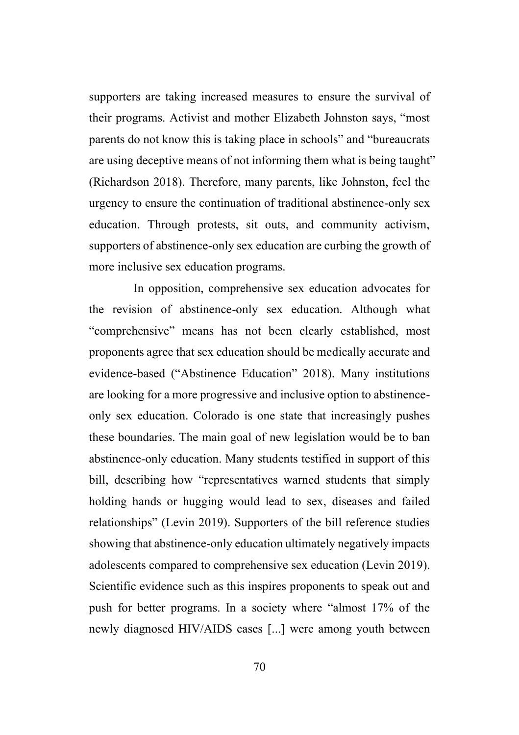supporters are taking increased measures to ensure the survival of their programs. Activist and mother Elizabeth Johnston says, "most parents do not know this is taking place in schools" and "bureaucrats are using deceptive means of not informing them what is being taught" (Richardson 2018). Therefore, many parents, like Johnston, feel the urgency to ensure the continuation of traditional abstinence-only sex education. Through protests, sit outs, and community activism, supporters of abstinence-only sex education are curbing the growth of more inclusive sex education programs.

In opposition, comprehensive sex education advocates for the revision of abstinence-only sex education. Although what "comprehensive" means has not been clearly established, most proponents agree that sex education should be medically accurate and evidence-based ("Abstinence Education" 2018). Many institutions are looking for a more progressive and inclusive option to abstinence-only sex education. Colorado is one state that increasingly pushes these boundaries. The main goal of new legislation would be to ban abstinence-only education. Many students testified in support of this bill, describing how "representatives warned students that simply holding hands or hugging would lead to sex, diseases and failed relationships" (Levin 2019). Supporters of the bill reference studies showing that abstinence-only education ultimately negatively impacts adolescents compared to comprehensive sex education (Levin 2019). Scientific evidence such as this inspires proponents to speak out and push for better programs. In a society where "almost 17% of the newly diagnosed HIV/AIDS cases [...] were among youth between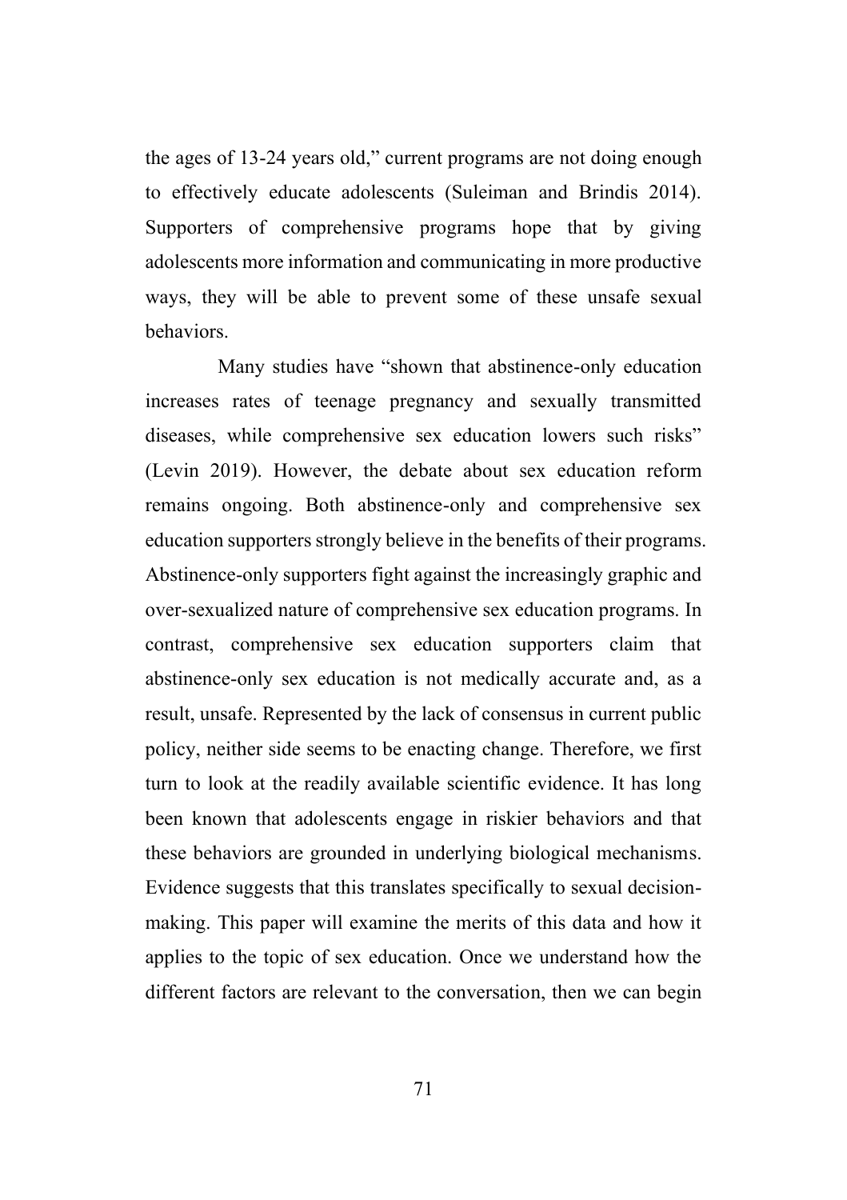the ages of 13-24 years old," current programs are not doing enough to effectively educate adolescents (Suleiman and Brindis 2014). Supporters of comprehensive programs hope that by giving adolescents more information and communicating in more productive ways, they will be able to prevent some of these unsafe sexual behaviors.

Many studies have "shown that abstinence-only education increases rates of teenage pregnancy and sexually transmitted diseases, while comprehensive sex education lowers such risks" (Levin 2019). However, the debate about sex education reform remains ongoing. Both abstinence-only and comprehensive sex education supporters strongly believe in the benefits of their programs. Abstinence-only supporters fight against the increasingly graphic and over-sexualized nature of comprehensive sex education programs. In contrast, comprehensive sex education supporters claim that abstinence-only sex education is not medically accurate and, as a result, unsafe. Represented by the lack of consensus in current public policy, neither side seems to be enacting change. Therefore, we first turn to look at the readily available scientific evidence. It has long been known that adolescents engage in riskier behaviors and that these behaviors are grounded in underlying biological mechanisms. Evidence suggests that this translates specifically to sexual decision-making. This paper will examine the merits of this data and how it applies to the topic of sex education. Once we understand how the different factors are relevant to the conversation, then we can begin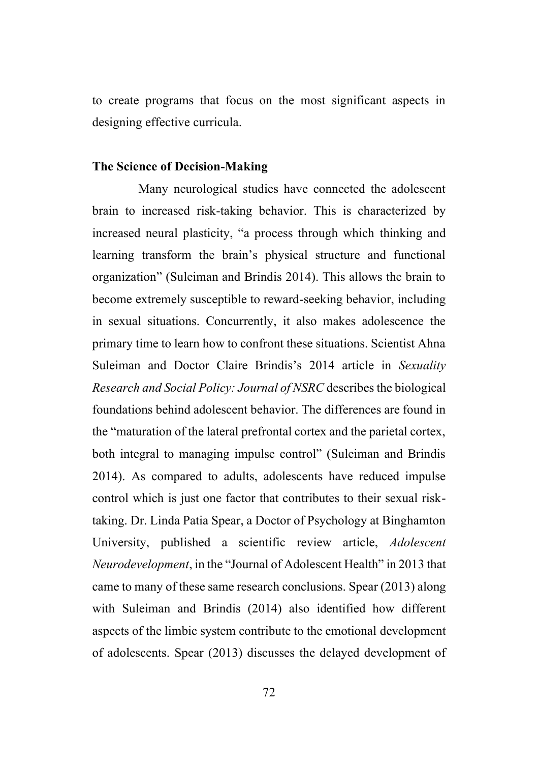to create programs that focus on the most significant aspects in designing effective curricula.

### The Science of Decision-Making

Many neurological studies have connected the adolescent brain to increased risk-taking behavior. This is characterized by increased neural plasticity, "a process through which thinking and learning transform the brain's physical structure and functional organization" (Suleiman and Brindis 2014). This allows the brain to become extremely susceptible to reward-seeking behavior, including in sexual situations. Concurrently, it also makes adolescence the primary time to learn how to confront these situations. Scientist Ahna Suleiman and Doctor Claire Brindis's 2014 article in *Sexuality Research and Social Policy: Journal of NSRC* describes the biological foundations behind adolescent behavior. The differences are found in the "maturation of the lateral prefrontal cortex and the parietal cortex, both integral to managing impulse control" (Suleiman and Brindis 2014). As compared to adults, adolescents have reduced impulse control which is just one factor that contributes to their sexual risk-taking. Dr. Linda Patia Spear, a Doctor of Psychology at Binghamton University, published a scientific review article, *Adolescent Neurodevelopment*, in the "Journal of Adolescent Health" in 2013 that came to many of these same research conclusions. Spear (2013) along with Suleiman and Brindis (2014) also identified how different aspects of the limbic system contribute to the emotional development of adolescents. Spear (2013) discusses the delayed development of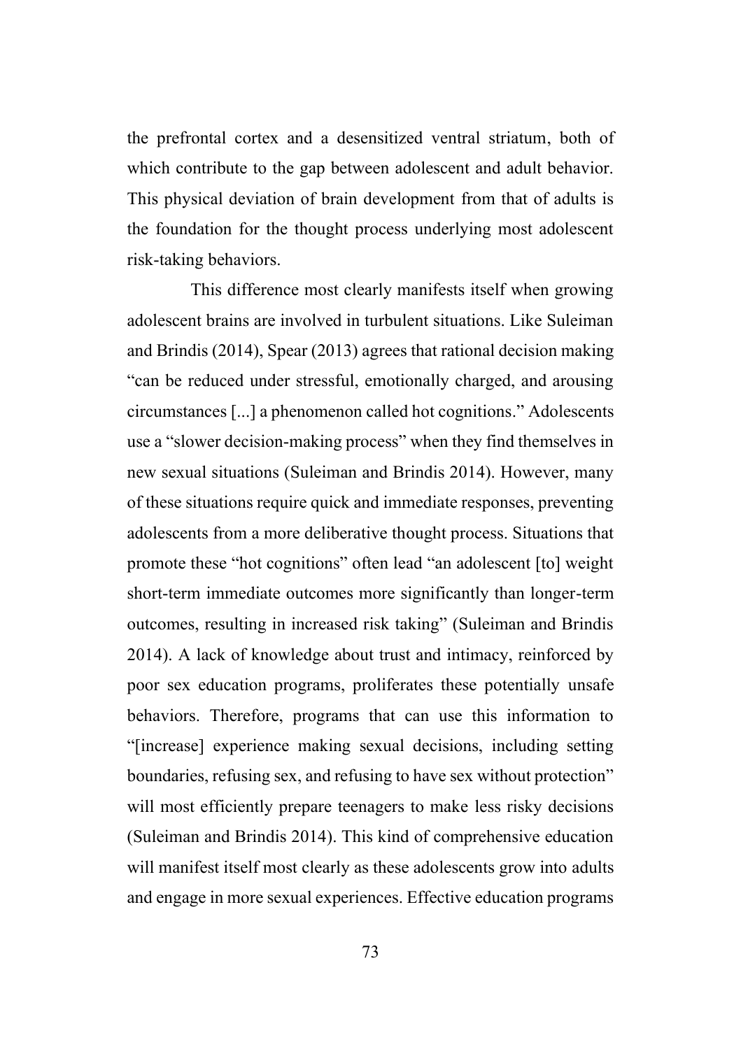the prefrontal cortex and a desensitized ventral striatum, both of which contribute to the gap between adolescent and adult behavior. This physical deviation of brain development from that of adults is the foundation for the thought process underlying most adolescent risk-taking behaviors.

This difference most clearly manifests itself when growing adolescent brains are involved in turbulent situations. Like Suleiman and Brindis (2014), Spear (2013) agrees that rational decision making "can be reduced under stressful, emotionally charged, and arousing circumstances [...] a phenomenon called hot cognitions." Adolescents use a "slower decision-making process" when they find themselves in new sexual situations (Suleiman and Brindis 2014). However, many of these situations require quick and immediate responses, preventing adolescents from a more deliberative thought process. Situations that promote these "hot cognitions" often lead "an adolescent [to] weight short-term immediate outcomes more significantly than longer-term outcomes, resulting in increased risk taking" (Suleiman and Brindis 2014). A lack of knowledge about trust and intimacy, reinforced by poor sex education programs, proliferates these potentially unsafe behaviors. Therefore, programs that can use this information to "[increase] experience making sexual decisions, including setting boundaries, refusing sex, and refusing to have sex without protection" will most efficiently prepare teenagers to make less risky decisions (Suleiman and Brindis 2014). This kind of comprehensive education will manifest itself most clearly as these adolescents grow into adults and engage in more sexual experiences. Effective education programs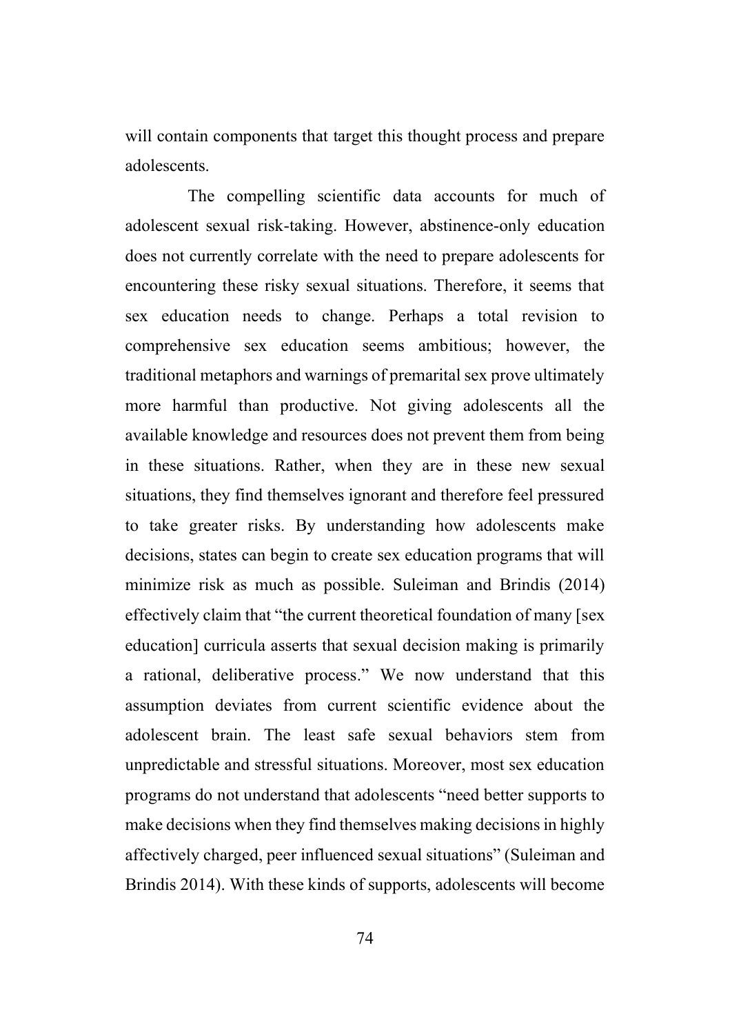will contain components that target this thought process and prepare adolescents.

The compelling scientific data accounts for much of adolescent sexual risk-taking. However, abstinence-only education does not currently correlate with the need to prepare adolescents for encountering these risky sexual situations. Therefore, it seems that sex education needs to change. Perhaps a total revision to comprehensive sex education seems ambitious; however, the traditional metaphors and warnings of premarital sex prove ultimately more harmful than productive. Not giving adolescents all the available knowledge and resources does not prevent them from being in these situations. Rather, when they are in these new sexual situations, they find themselves ignorant and therefore feel pressured to take greater risks. By understanding how adolescents make decisions, states can begin to create sex education programs that will minimize risk as much as possible. Suleiman and Brindis (2014) effectively claim that "the current theoretical foundation of many [sex education] curricula asserts that sexual decision making is primarily a rational, deliberative process." We now understand that this assumption deviates from current scientific evidence about the adolescent brain. The least safe sexual behaviors stem from unpredictable and stressful situations. Moreover, most sex education programs do not understand that adolescents "need better supports to make decisions when they find themselves making decisions in highly affectively charged, peer influenced sexual situations" (Suleiman and Brindis 2014). With these kinds of supports, adolescents will become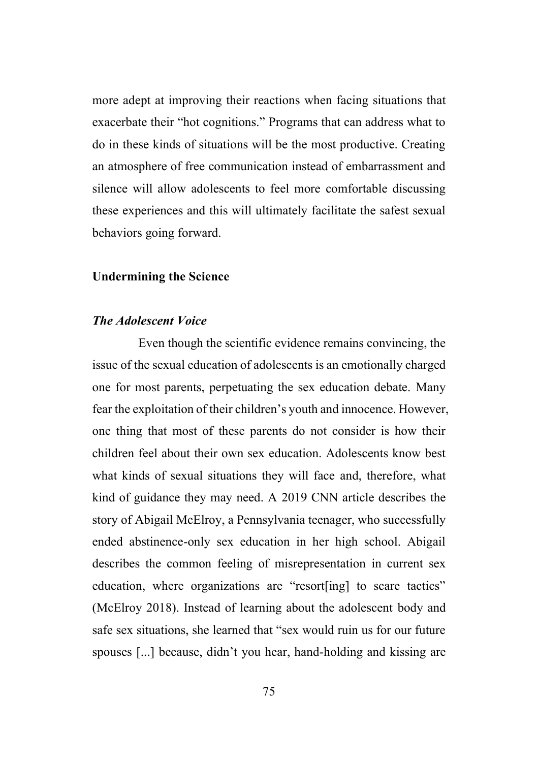more adept at improving their reactions when facing situations that exacerbate their "hot cognitions." Programs that can address what to do in these kinds of situations will be the most productive. Creating an atmosphere of free communication instead of embarrassment and silence will allow adolescents to feel more comfortable discussing these experiences and this will ultimately facilitate the safest sexual behaviors going forward.

## Undermining the Science

### *The Adolescent Voice*

Even though the scientific evidence remains convincing, the issue of the sexual education of adolescents is an emotionally charged one for most parents, perpetuating the sex education debate. Many fear the exploitation of their children's youth and innocence. However, one thing that most of these parents do not consider is how their children feel about their own sex education. Adolescents know best what kinds of sexual situations they will face and, therefore, what kind of guidance they may need. A 2019 CNN article describes the story of Abigail McElroy, a Pennsylvania teenager, who successfully ended abstinence-only sex education in her high school. Abigail describes the common feeling of misrepresentation in current sex education, where organizations are "resort[ing] to scare tactics" (McElroy 2018). Instead of learning about the adolescent body and safe sex situations, she learned that "sex would ruin us for our future spouses [...] because, didn't you hear, hand-holding and kissing are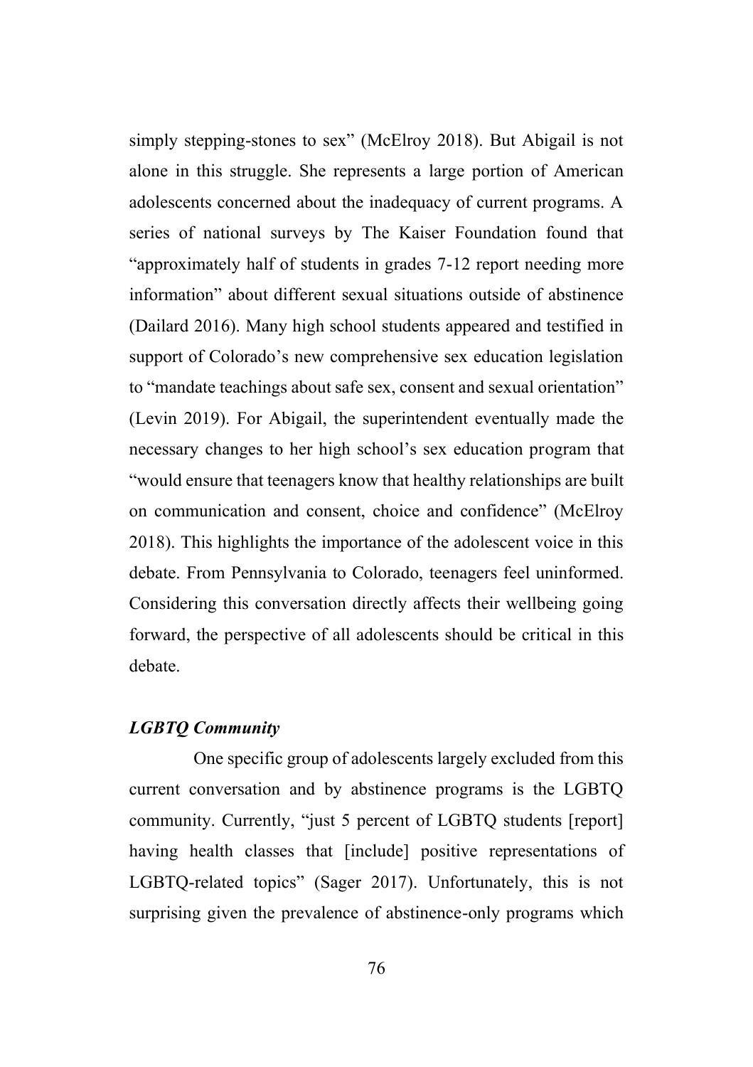simply stepping-stones to sex" (McElroy 2018). But Abigail is not alone in this struggle. She represents a large portion of American adolescents concerned about the inadequacy of current programs. A series of national surveys by The Kaiser Foundation found that "approximately half of students in grades 7-12 report needing more information" about different sexual situations outside of abstinence (Dailard 2016). Many high school students appeared and testified in support of Colorado's new comprehensive sex education legislation to "mandate teachings about safe sex, consent and sexual orientation" (Levin 2019). For Abigail, the superintendent eventually made the necessary changes to her high school's sex education program that "would ensure that teenagers know that healthy relationships are built on communication and consent, choice and confidence" (McElroy 2018). This highlights the importance of the adolescent voice in this debate. From Pennsylvania to Colorado, teenagers feel uninformed. Considering this conversation directly affects their wellbeing going forward, the perspective of all adolescents should be critical in this debate.

### ***LGBTQ Community***

One specific group of adolescents largely excluded from this current conversation and by abstinence programs is the LGBTQ community. Currently, "just 5 percent of LGBTQ students [report] having health classes that [include] positive representations of LGBTQ-related topics" (Sager 2017). Unfortunately, this is not surprising given the prevalence of abstinence-only programs which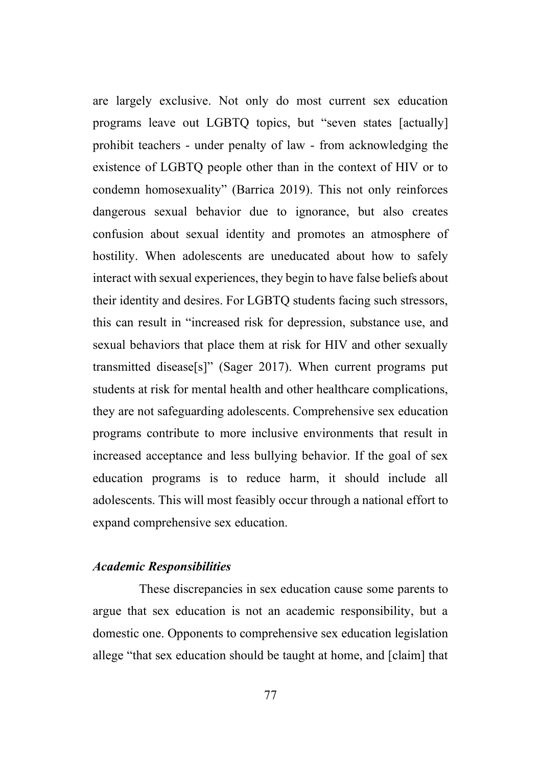are largely exclusive. Not only do most current sex education programs leave out LGBTQ topics, but "seven states [actually] prohibit teachers - under penalty of law - from acknowledging the existence of LGBTQ people other than in the context of HIV or to condemn homosexuality" (Barrica 2019). This not only reinforces dangerous sexual behavior due to ignorance, but also creates confusion about sexual identity and promotes an atmosphere of hostility. When adolescents are uneducated about how to safely interact with sexual experiences, they begin to have false beliefs about their identity and desires. For LGBTQ students facing such stressors, this can result in "increased risk for depression, substance use, and sexual behaviors that place them at risk for HIV and other sexually transmitted disease[s]" (Sager 2017). When current programs put students at risk for mental health and other healthcare complications, they are not safeguarding adolescents. Comprehensive sex education programs contribute to more inclusive environments that result in increased acceptance and less bullying behavior. If the goal of sex education programs is to reduce harm, it should include all adolescents. This will most feasibly occur through a national effort to expand comprehensive sex education.

### *Academic Responsibilities*

These discrepancies in sex education cause some parents to argue that sex education is not an academic responsibility, but a domestic one. Opponents to comprehensive sex education legislation allege "that sex education should be taught at home, and [claim] that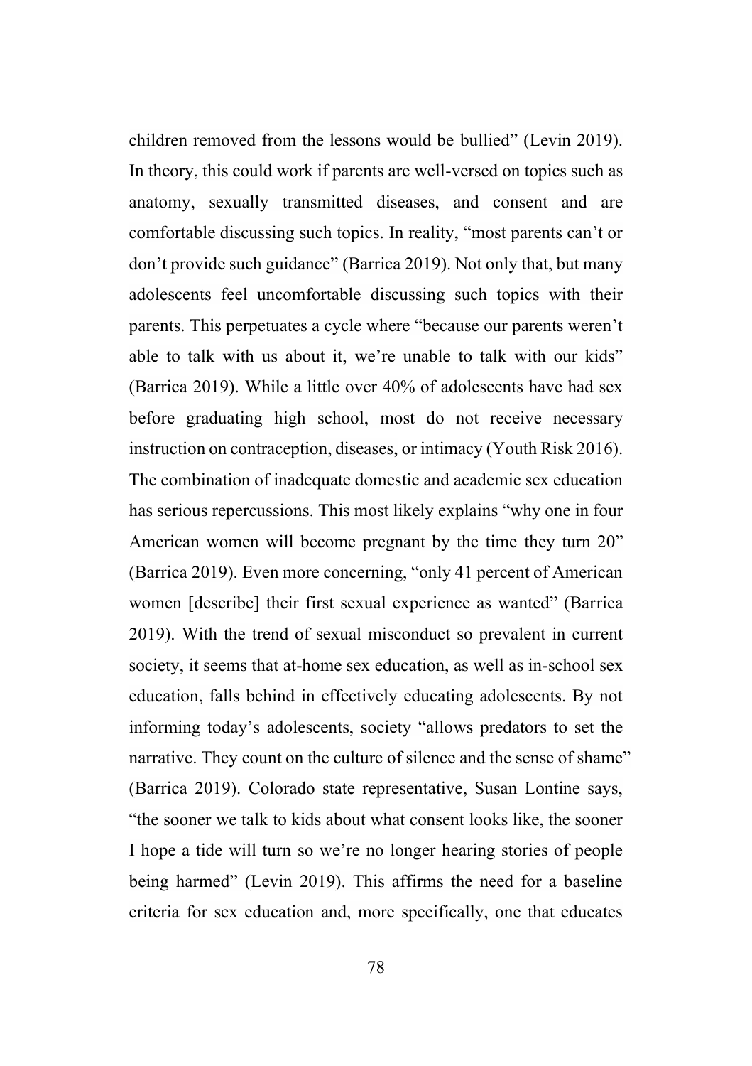children removed from the lessons would be bullied" (Levin 2019). In theory, this could work if parents are well-versed on topics such as anatomy, sexually transmitted diseases, and consent and are comfortable discussing such topics. In reality, "most parents can't or don't provide such guidance" (Barrica 2019). Not only that, but many adolescents feel uncomfortable discussing such topics with their parents. This perpetuates a cycle where "because our parents weren't able to talk with us about it, we're unable to talk with our kids" (Barrica 2019). While a little over 40% of adolescents have had sex before graduating high school, most do not receive necessary instruction on contraception, diseases, or intimacy (Youth Risk 2016). The combination of inadequate domestic and academic sex education has serious repercussions. This most likely explains "why one in four American women will become pregnant by the time they turn 20" (Barrica 2019). Even more concerning, "only 41 percent of American women [describe] their first sexual experience as wanted" (Barrica 2019). With the trend of sexual misconduct so prevalent in current society, it seems that at-home sex education, as well as in-school sex education, falls behind in effectively educating adolescents. By not informing today's adolescents, society "allows predators to set the narrative. They count on the culture of silence and the sense of shame" (Barrica 2019). Colorado state representative, Susan Lontine says, "the sooner we talk to kids about what consent looks like, the sooner I hope a tide will turn so we're no longer hearing stories of people being harmed" (Levin 2019). This affirms the need for a baseline criteria for sex education and, more specifically, one that educates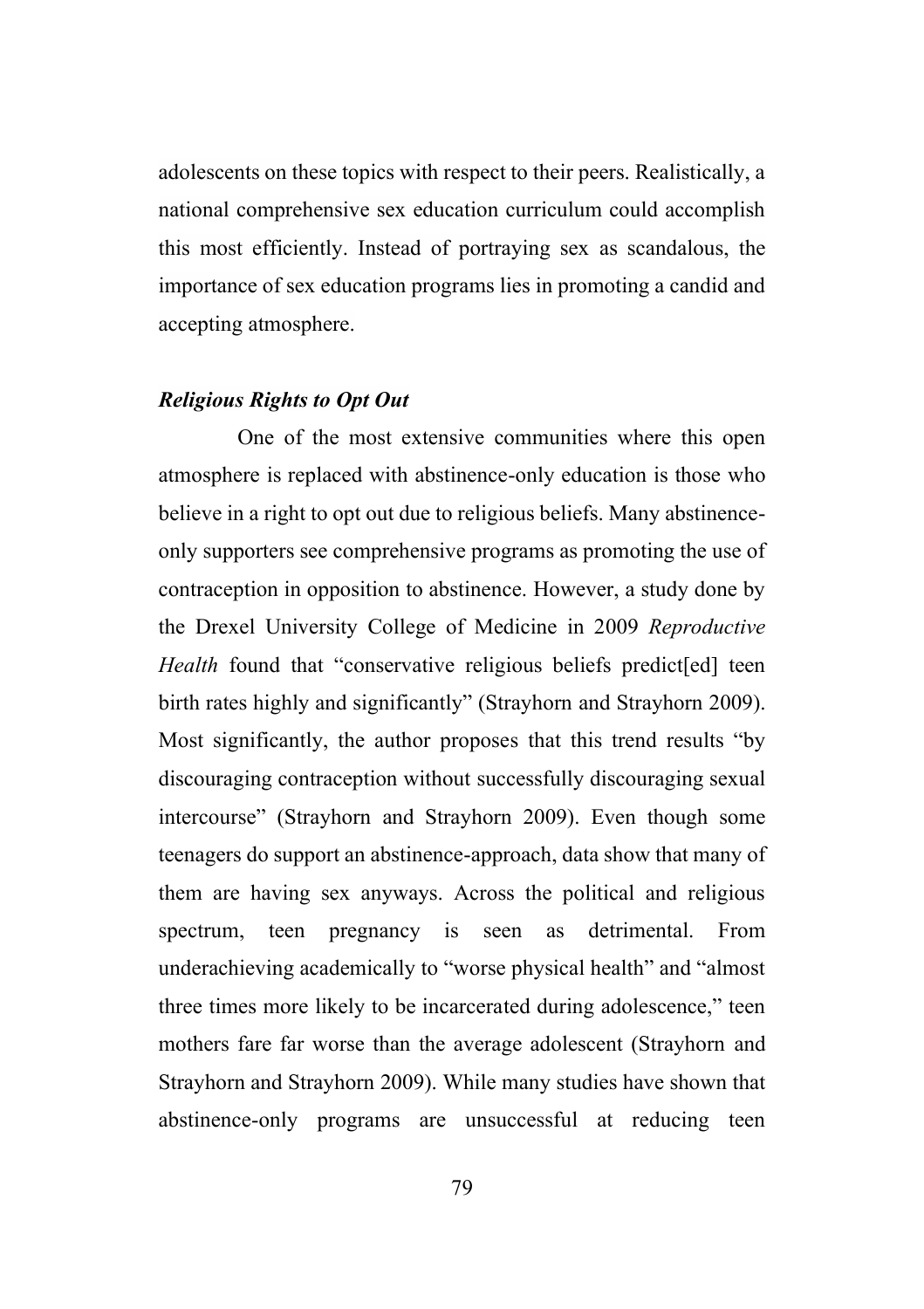adolescents on these topics with respect to their peers. Realistically, a national comprehensive sex education curriculum could accomplish this most efficiently. Instead of portraying sex as scandalous, the importance of sex education programs lies in promoting a candid and accepting atmosphere.

### ***Religious Rights to Opt Out***

One of the most extensive communities where this open atmosphere is replaced with abstinence-only education is those who believe in a right to opt out due to religious beliefs. Many abstinence-only supporters see comprehensive programs as promoting the use of contraception in opposition to abstinence. However, a study done by the Drexel University College of Medicine in 2009 *Reproductive Health* found that "conservative religious beliefs predict[ed] teen birth rates highly and significantly" (Strayhorn and Strayhorn 2009). Most significantly, the author proposes that this trend results "by discouraging contraception without successfully discouraging sexual intercourse" (Strayhorn and Strayhorn 2009). Even though some teenagers do support an abstinence-approach, data show that many of them are having sex anyways. Across the political and religious spectrum, teen pregnancy is seen as detrimental. From underachieving academically to "worse physical health" and "almost three times more likely to be incarcerated during adolescence," teen mothers fare far worse than the average adolescent (Strayhorn and Strayhorn and Strayhorn 2009). While many studies have shown that abstinence-only programs are unsuccessful at reducing teen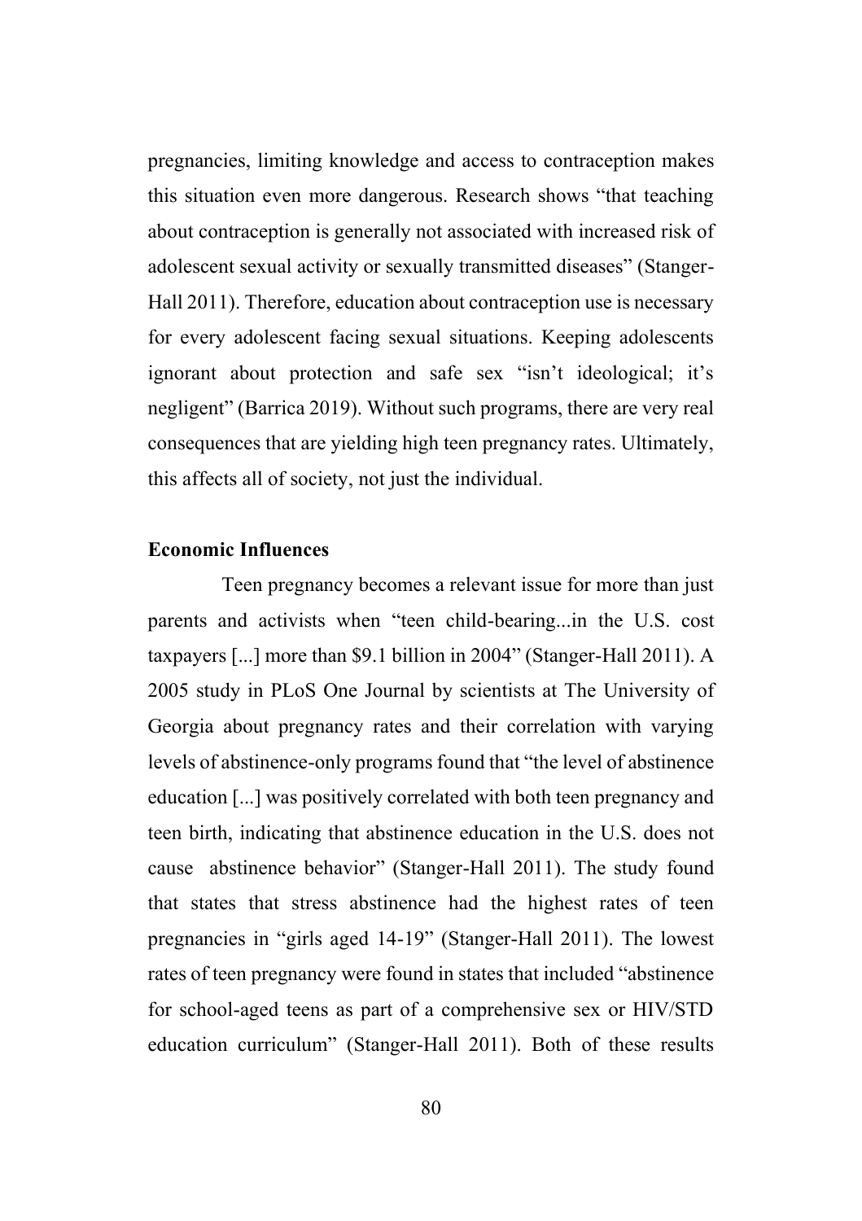pregnancies, limiting knowledge and access to contraception makes this situation even more dangerous. Research shows "that teaching about contraception is generally not associated with increased risk of adolescent sexual activity or sexually transmitted diseases" (Stanger-Hall 2011). Therefore, education about contraception use is necessary for every adolescent facing sexual situations. Keeping adolescents ignorant about protection and safe sex "isn't ideological; it's negligent" (Barrica 2019). Without such programs, there are very real consequences that are yielding high teen pregnancy rates. Ultimately, this affects all of society, not just the individual.

**Economic Influences**

Teen pregnancy becomes a relevant issue for more than just parents and activists when "teen child-bearing...in the U.S. cost taxpayers [...] more than $9.1 billion in 2004" (Stanger-Hall 2011). A 2005 study in PLoS One Journal by scientists at The University of Georgia about pregnancy rates and their correlation with varying levels of abstinence-only programs found that "the level of abstinence education [...] was positively correlated with both teen pregnancy and teen birth, indicating that abstinence education in the U.S. does not cause abstinence behavior" (Stanger-Hall 2011). The study found that states that stress abstinence had the highest rates of teen pregnancies in "girls aged 14-19" (Stanger-Hall 2011). The lowest rates of teen pregnancy were found in states that included "abstinence for school-aged teens as part of a comprehensive sex or HIV/STD education curriculum" (Stanger-Hall 2011). Both of these results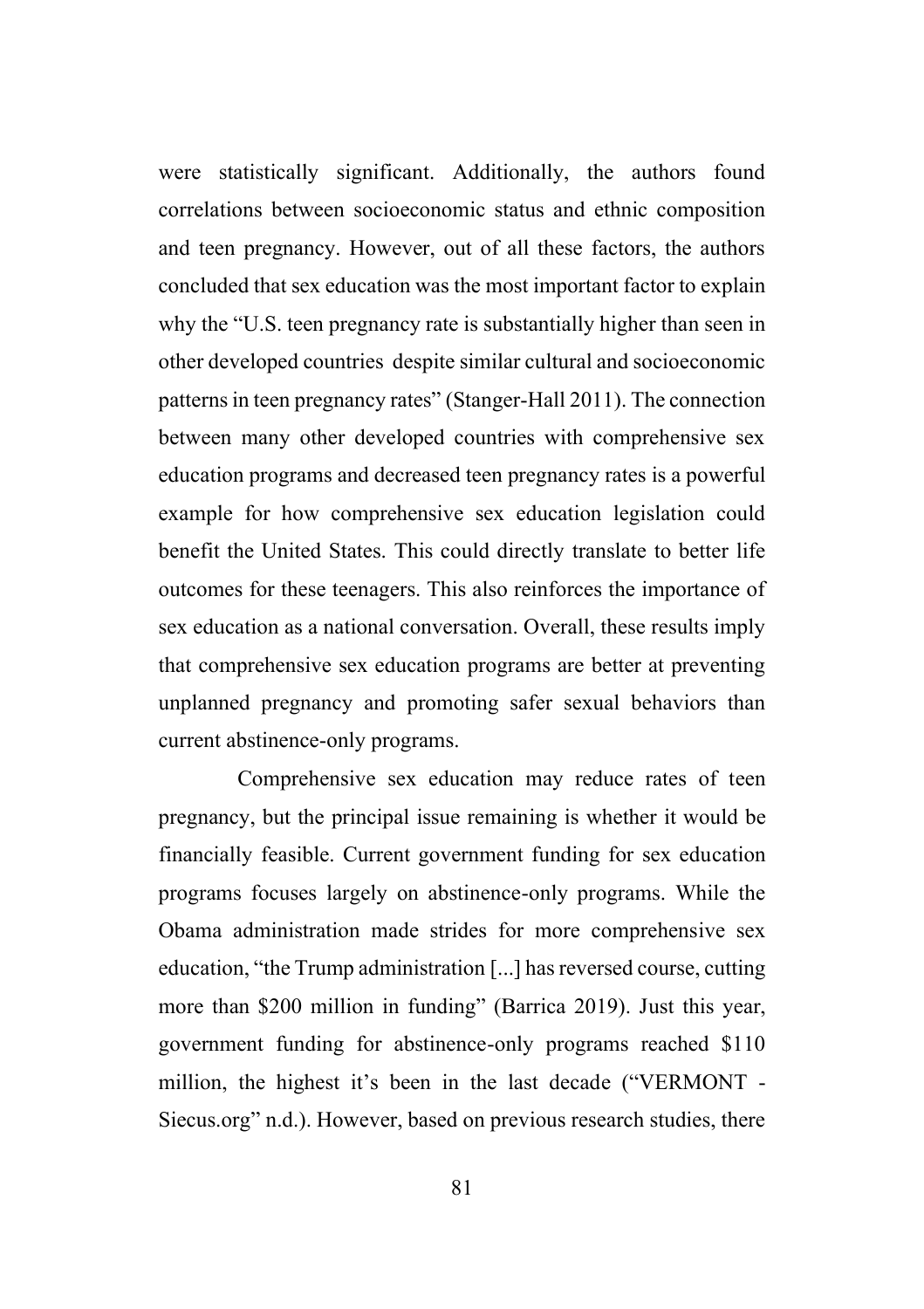were statistically significant. Additionally, the authors found correlations between socioeconomic status and ethnic composition and teen pregnancy. However, out of all these factors, the authors concluded that sex education was the most important factor to explain why the "U.S. teen pregnancy rate is substantially higher than seen in other developed countries despite similar cultural and socioeconomic patterns in teen pregnancy rates" (Stanger-Hall 2011). The connection between many other developed countries with comprehensive sex education programs and decreased teen pregnancy rates is a powerful example for how comprehensive sex education legislation could benefit the United States. This could directly translate to better life outcomes for these teenagers. This also reinforces the importance of sex education as a national conversation. Overall, these results imply that comprehensive sex education programs are better at preventing unplanned pregnancy and promoting safer sexual behaviors than current abstinence-only programs.

Comprehensive sex education may reduce rates of teen pregnancy, but the principal issue remaining is whether it would be financially feasible. Current government funding for sex education programs focuses largely on abstinence-only programs. While the Obama administration made strides for more comprehensive sex education, "the Trump administration [...] has reversed course, cutting more than $200 million in funding" (Barrica 2019). Just this year, government funding for abstinence-only programs reached $110 million, the highest it's been in the last decade ("VERMONT - Siecus.org" n.d.). However, based on previous research studies, there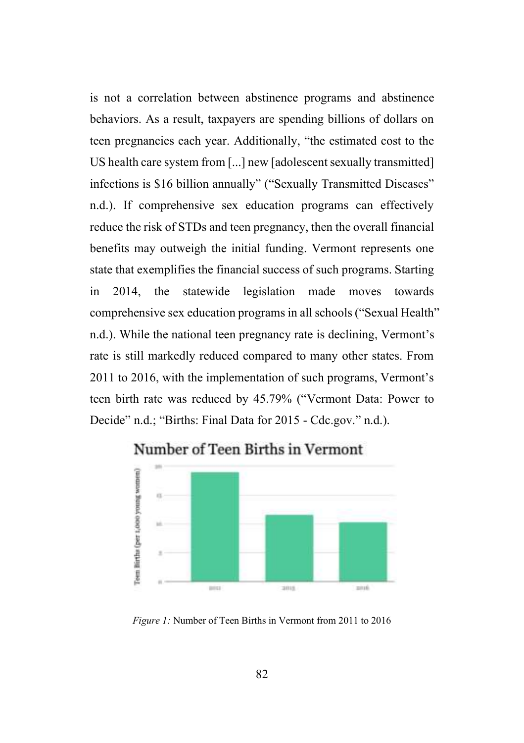is not a correlation between abstinence programs and abstinence behaviors. As a result, taxpayers are spending billions of dollars on teen pregnancies each year. Additionally, "the estimated cost to the US health care system from [...] new [adolescent sexually transmitted] infections is $16 billion annually" ("Sexually Transmitted Diseases" n.d.). If comprehensive sex education programs can effectively reduce the risk of STDs and teen pregnancy, then the overall financial benefits may outweigh the initial funding. Vermont represents one state that exemplifies the financial success of such programs. Starting in 2014, the statewide legislation made moves towards comprehensive sex education programs in all schools ("Sexual Health" n.d.). While the national teen pregnancy rate is declining, Vermont's rate is still markedly reduced compared to many other states. From 2011 to 2016, with the implementation of such programs, Vermont's teen birth rate was reduced by 45.79% ("Vermont Data: Power to Decide" n.d.; "Births: Final Data for 2015 - Cdc.gov." n.d.).

*Figure 1:* Number of Teen Births in Vermont from 2011 to 2016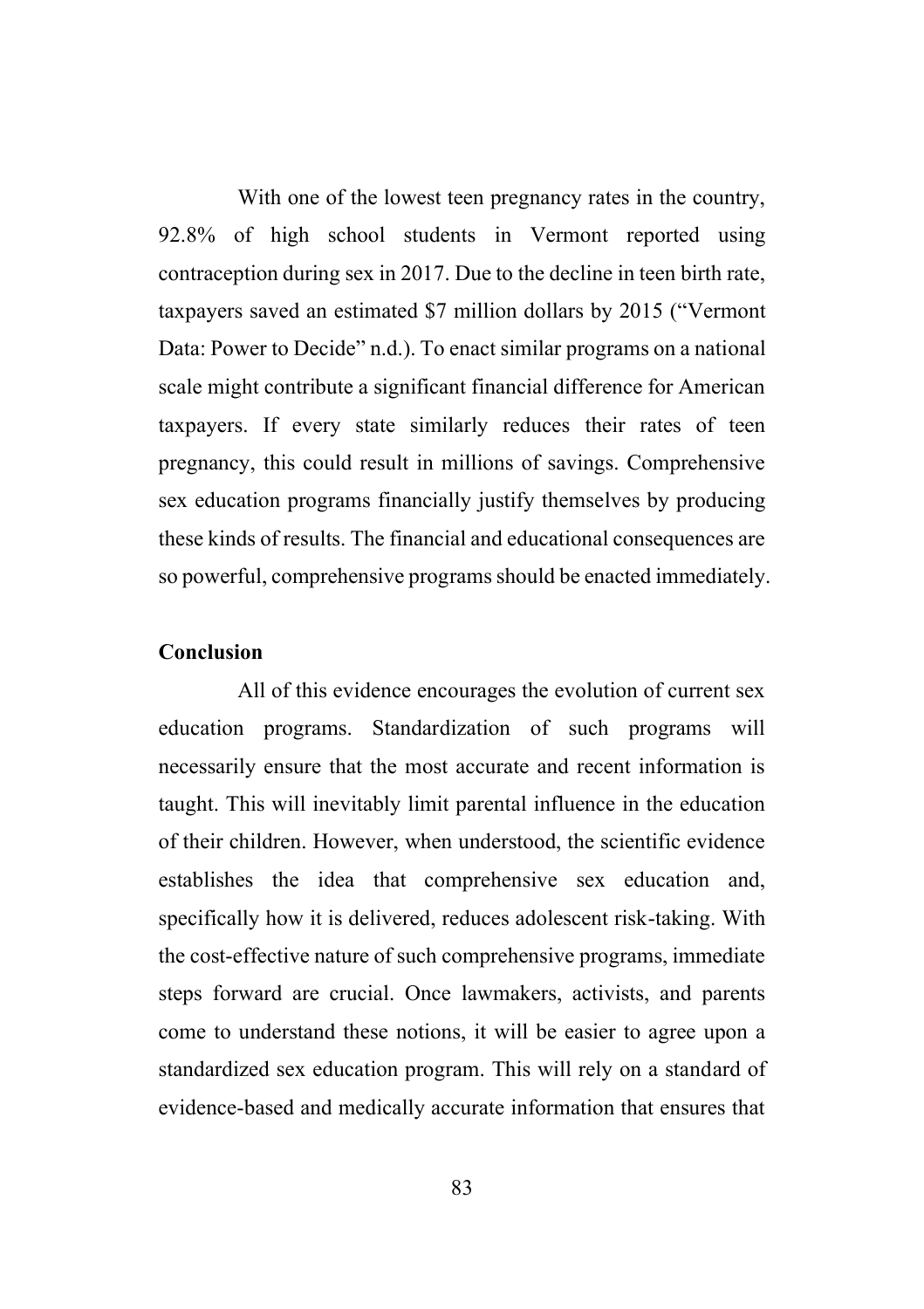With one of the lowest teen pregnancy rates in the country, 92.8% of high school students in Vermont reported using contraception during sex in 2017. Due to the decline in teen birth rate, taxpayers saved an estimated $7 million dollars by 2015 ("Vermont Data: Power to Decide" n.d.). To enact similar programs on a national scale might contribute a significant financial difference for American taxpayers. If every state similarly reduces their rates of teen pregnancy, this could result in millions of savings. Comprehensive sex education programs financially justify themselves by producing these kinds of results. The financial and educational consequences are so powerful, comprehensive programs should be enacted immediately.

**Conclusion**

All of this evidence encourages the evolution of current sex education programs. Standardization of such programs will necessarily ensure that the most accurate and recent information is taught. This will inevitably limit parental influence in the education of their children. However, when understood, the scientific evidence establishes the idea that comprehensive sex education and, specifically how it is delivered, reduces adolescent risk-taking. With the cost-effective nature of such comprehensive programs, immediate steps forward are crucial. Once lawmakers, activists, and parents come to understand these notions, it will be easier to agree upon a standardized sex education program. This will rely on a standard of evidence-based and medically accurate information that ensures that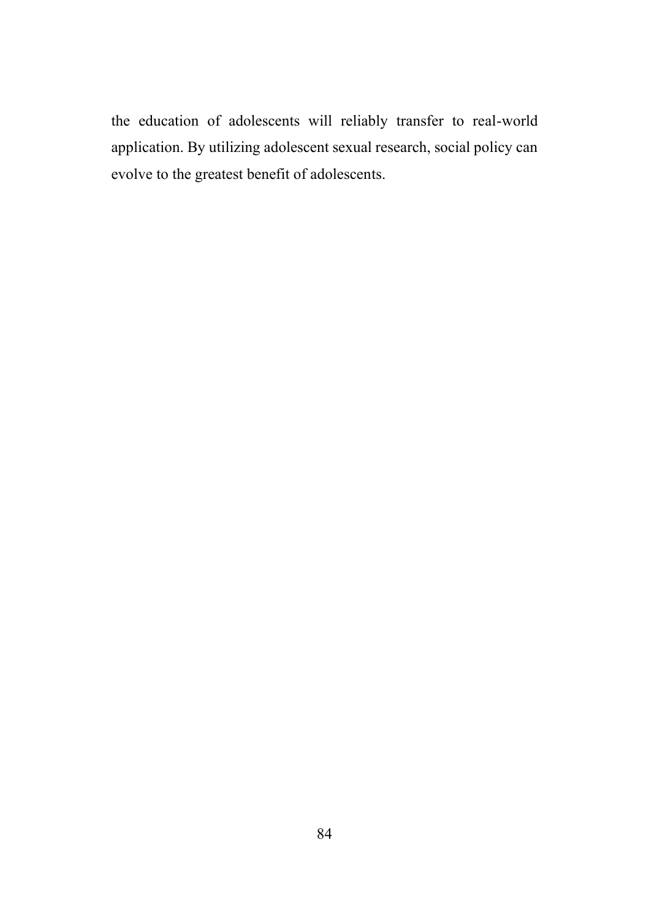the education of adolescents will reliably transfer to real-world application. By utilizing adolescent sexual research, social policy can evolve to the greatest benefit of adolescents.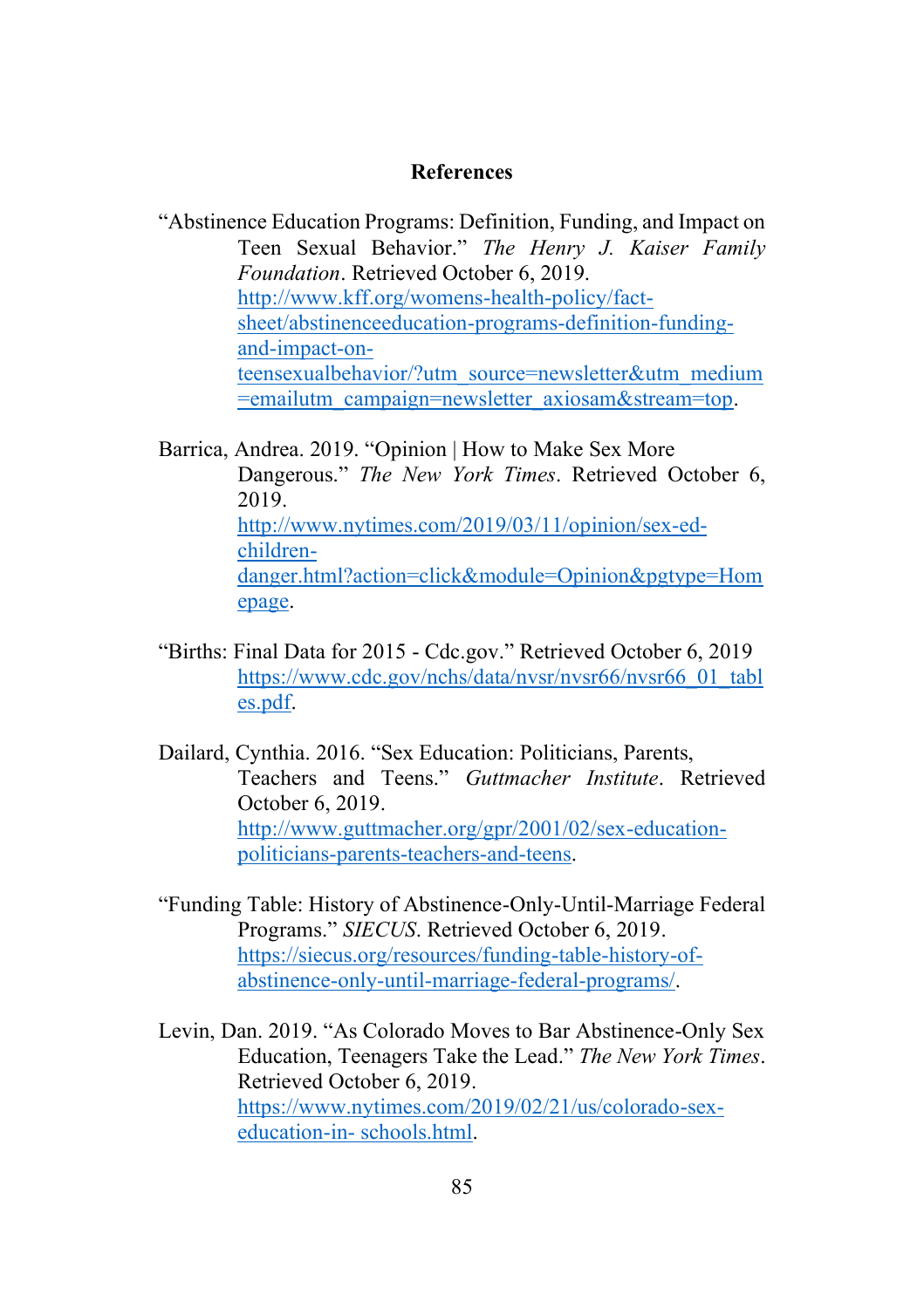# References

"Abstinence Education Programs: Definition, Funding, and Impact on Teen Sexual Behavior." *The Henry J. Kaiser Family Foundation*. Retrieved October 6, 2019. http://www.kff.org/womens-health-policy/fact-sheet/abstinenceeducation-programs-definition-funding-and-impact-on-teensexualbehavior/?utm_source=newsletter&utm_medium=emailutm_campaign=newsletter_axiosam&stream=top.

Barrica, Andrea. 2019. "Opinion | How to Make Sex More Dangerous." *The New York Times*. Retrieved October 6, 2019. http://www.nytimes.com/2019/03/11/opinion/sex-ed-children-danger.html?action=click&module=Opinion&pgtype=Homepage.

"Births: Final Data for 2015 - Cdc.gov." Retrieved October 6, 2019 https://www.cdc.gov/nchs/data/nvsr/nvsr66/nvsr66_01_tables.pdf.

Dailard, Cynthia. 2016. "Sex Education: Politicians, Parents, Teachers and Teens." *Guttmacher Institute*. Retrieved October 6, 2019. http://www.guttmacher.org/gpr/2001/02/sex-education-politicians-parents-teachers-and-teens.

"Funding Table: History of Abstinence-Only-Until-Marriage Federal Programs." *SIECUS*. Retrieved October 6, 2019. https://siecus.org/resources/funding-table-history-of-abstinence-only-until-marriage-federal-programs/.

Levin, Dan. 2019. "As Colorado Moves to Bar Abstinence-Only Sex Education, Teenagers Take the Lead." *The New York Times*. Retrieved October 6, 2019. https://www.nytimes.com/2019/02/21/us/colorado-sex-education-in- schools.html.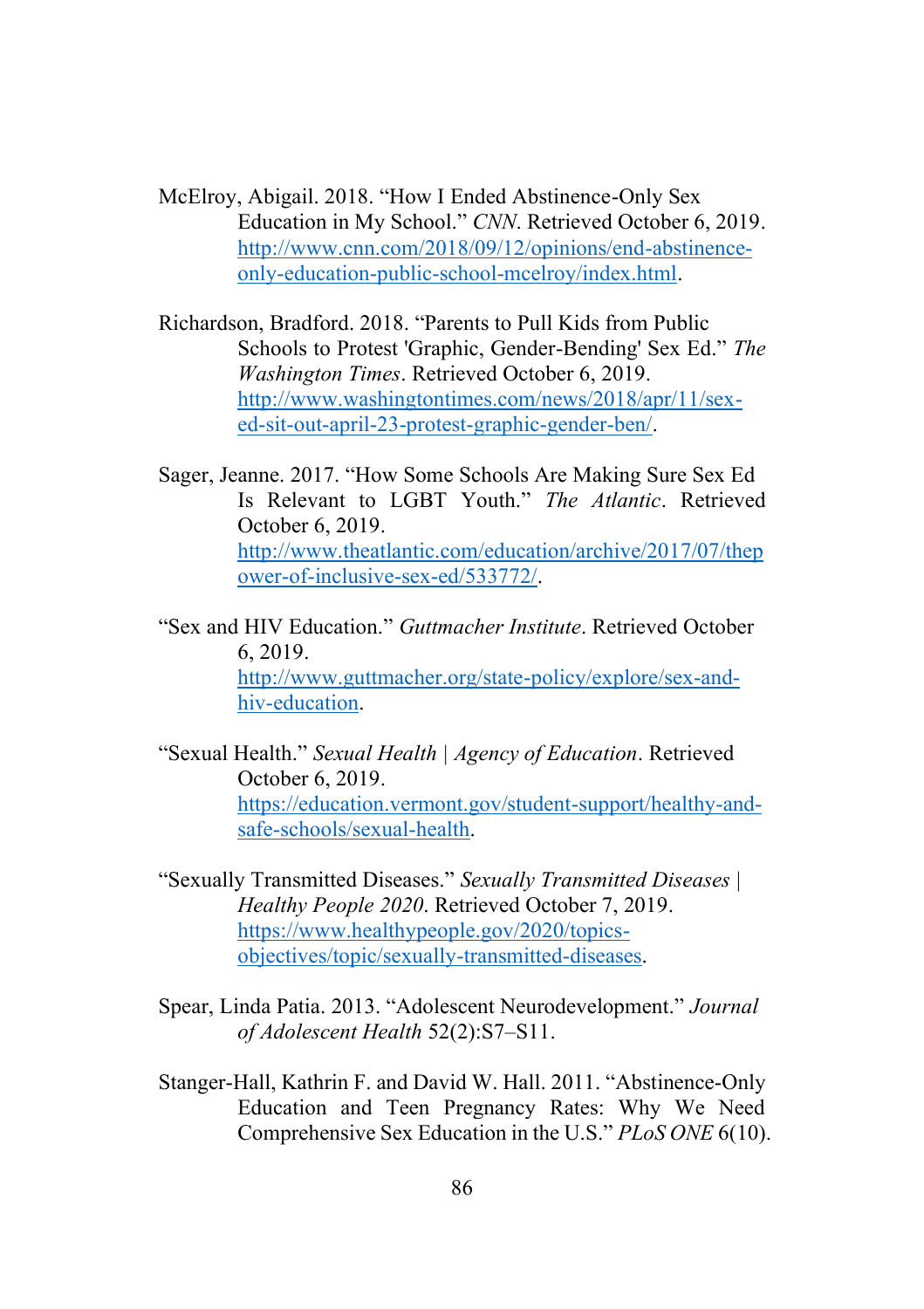McElroy, Abigail. 2018. "How I Ended Abstinence-Only Sex Education in My School." *CNN*. Retrieved October 6, 2019. http://www.cnn.com/2018/09/12/opinions/end-abstinence-only-education-public-school-mcelroy/index.html.

Richardson, Bradford. 2018. "Parents to Pull Kids from Public Schools to Protest 'Graphic, Gender-Bending' Sex Ed." *The Washington Times*. Retrieved October 6, 2019. http://www.washingtontimes.com/news/2018/apr/11/sex-ed-sit-out-april-23-protest-graphic-gender-ben/.

Sager, Jeanne. 2017. "How Some Schools Are Making Sure Sex Ed Is Relevant to LGBT Youth." *The Atlantic*. Retrieved October 6, 2019. http://www.theatlantic.com/education/archive/2017/07/thepower-of-inclusive-sex-ed/533772/.

"Sex and HIV Education." *Guttmacher Institute*. Retrieved October 6, 2019. http://www.guttmacher.org/state-policy/explore/sex-and-hiv-education.

"Sexual Health." *Sexual Health | Agency of Education*. Retrieved October 6, 2019. https://education.vermont.gov/student-support/healthy-and-safe-schools/sexual-health.

"Sexually Transmitted Diseases." *Sexually Transmitted Diseases | Healthy People 2020*. Retrieved October 7, 2019. https://www.healthypeople.gov/2020/topics-objectives/topic/sexually-transmitted-diseases.

Spear, Linda Patia. 2013. "Adolescent Neurodevelopment." *Journal of Adolescent Health* 52(2):S7–S11.

Stanger-Hall, Kathrin F. and David W. Hall. 2011. "Abstinence-Only Education and Teen Pregnancy Rates: Why We Need Comprehensive Sex Education in the U.S." *PLoS ONE* 6(10).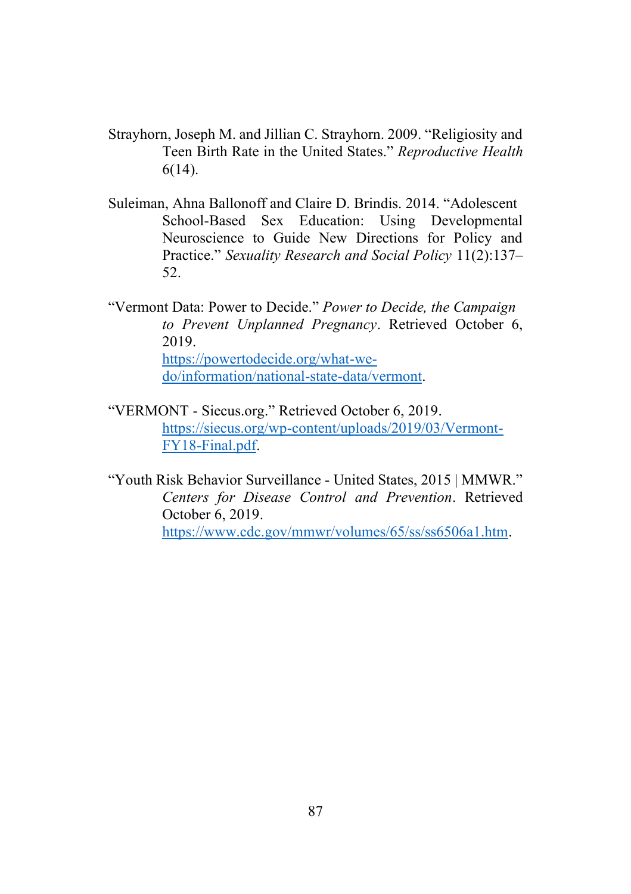Strayhorn, Joseph M. and Jillian C. Strayhorn. 2009. "Religiosity and Teen Birth Rate in the United States." *Reproductive Health* 6(14).

Suleiman, Ahna Ballonoff and Claire D. Brindis. 2014. "Adolescent School-Based Sex Education: Using Developmental Neuroscience to Guide New Directions for Policy and Practice." *Sexuality Research and Social Policy* 11(2):137–52.

"Vermont Data: Power to Decide." *Power to Decide, the Campaign to Prevent Unplanned Pregnancy*. Retrieved October 6, 2019. [https://powertodecide.org/what-we-do/information/national-state-data/vermont](https://powertodecide.org/what-we-do/information/national-state-data/vermont).

"VERMONT - Siecus.org." Retrieved October 6, 2019. [https://siecus.org/wp-content/uploads/2019/03/Vermont-FY18-Final.pdf](https://siecus.org/wp-content/uploads/2019/03/Vermont-FY18-Final.pdf).

"Youth Risk Behavior Surveillance - United States, 2015 | MMWR." *Centers for Disease Control and Prevention*. Retrieved October 6, 2019. [https://www.cdc.gov/mmwr/volumes/65/ss/ss6506a1.htm](https://www.cdc.gov/mmwr/volumes/65/ss/ss6506a1.htm).